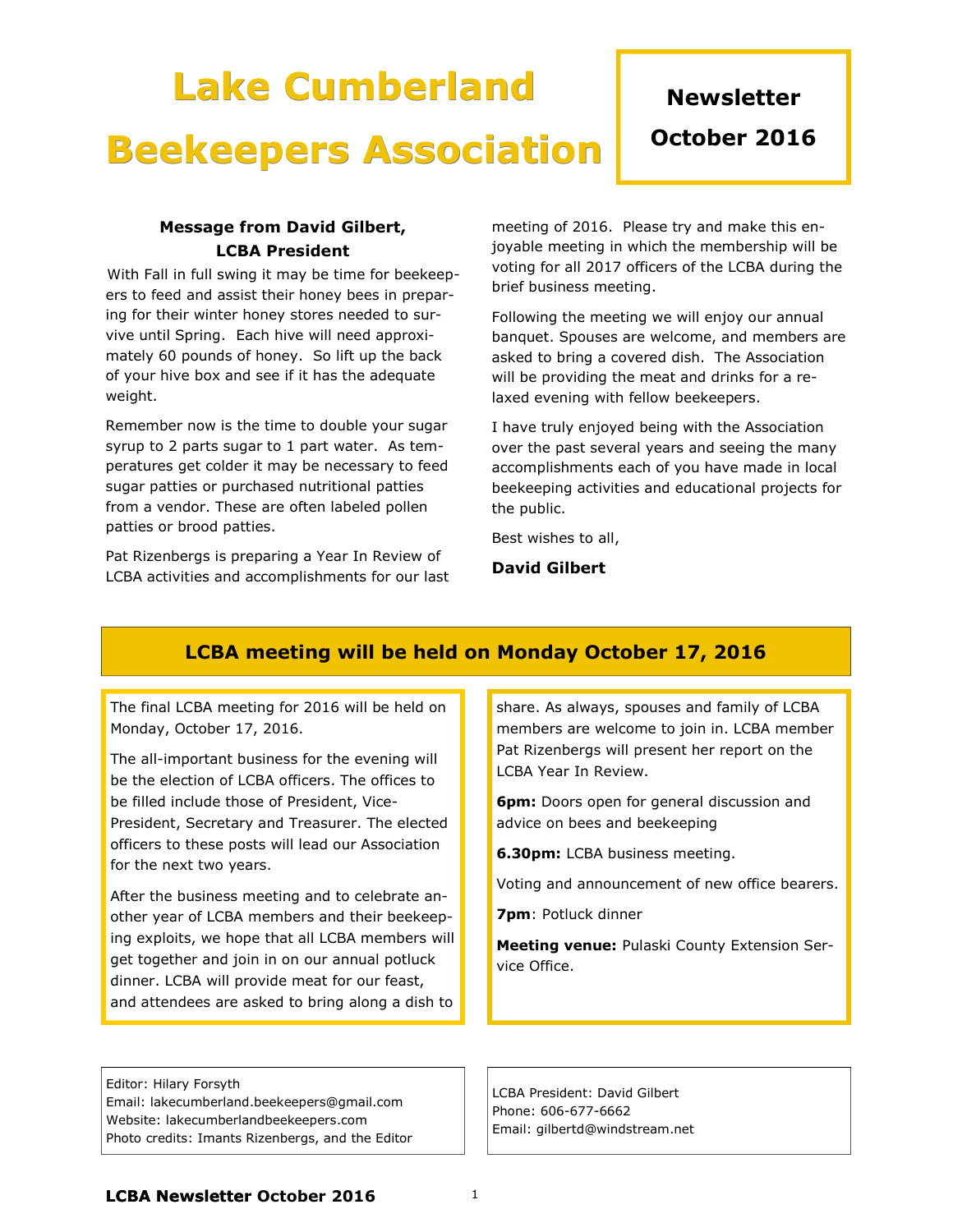# Lake Cumberland Beekeepers Association

**Newsletter**
**October 2016**

### Message from David Gilbert, LCBA President

With Fall in full swing it may be time for beekeepers to feed and assist their honey bees in preparing for their winter honey stores needed to survive until Spring. Each hive will need approximately 60 pounds of honey. So lift up the back of your hive box and see if it has the adequate weight.

Remember now is the time to double your sugar syrup to 2 parts sugar to 1 part water. As temperatures get colder it may be necessary to feed sugar patties or purchased nutritional patties from a vendor. These are often labeled pollen patties or brood patties.

Pat Rizenbergs is preparing a Year In Review of LCBA activities and accomplishments for our last meeting of 2016. Please try and make this enjoyable meeting in which the membership will be voting for all 2017 officers of the LCBA during the brief business meeting.

Following the meeting we will enjoy our annual banquet. Spouses are welcome, and members are asked to bring a covered dish. The Association will be providing the meat and drinks for a relaxed evening with fellow beekeepers.

I have truly enjoyed being with the Association over the past several years and seeing the many accomplishments each of you have made in local beekeeping activities and educational projects for the public.

Best wishes to all,

**David Gilbert**

## LCBA meeting will be held on Monday October 17, 2016

The final LCBA meeting for 2016 will be held on Monday, October 17, 2016.

The all-important business for the evening will be the election of LCBA officers. The offices to be filled include those of President, Vice-President, Secretary and Treasurer. The elected officers to these posts will lead our Association for the next two years.

After the business meeting and to celebrate another year of LCBA members and their beekeeping exploits, we hope that all LCBA members will get together and join in on our annual potluck dinner. LCBA will provide meat for our feast, and attendees are asked to bring along a dish to share. As always, spouses and family of LCBA members are welcome to join in. LCBA member Pat Rizenbergs will present her report on the LCBA Year In Review.

**6pm:** Doors open for general discussion and advice on bees and beekeeping

**6.30pm:** LCBA business meeting.

Voting and announcement of new office bearers.

**7pm**: Potluck dinner

**Meeting venue:** Pulaski County Extension Service Office.

---

Editor: Hilary Forsyth
Email: lakecumberland.beekeepers@gmail.com
Website: lakecumberlandbeekeepers.com
Photo credits: Imants Rizenbergs, and the Editor

LCBA President: David Gilbert
Phone: 606-677-6662
Email: gilbertd@windstream.net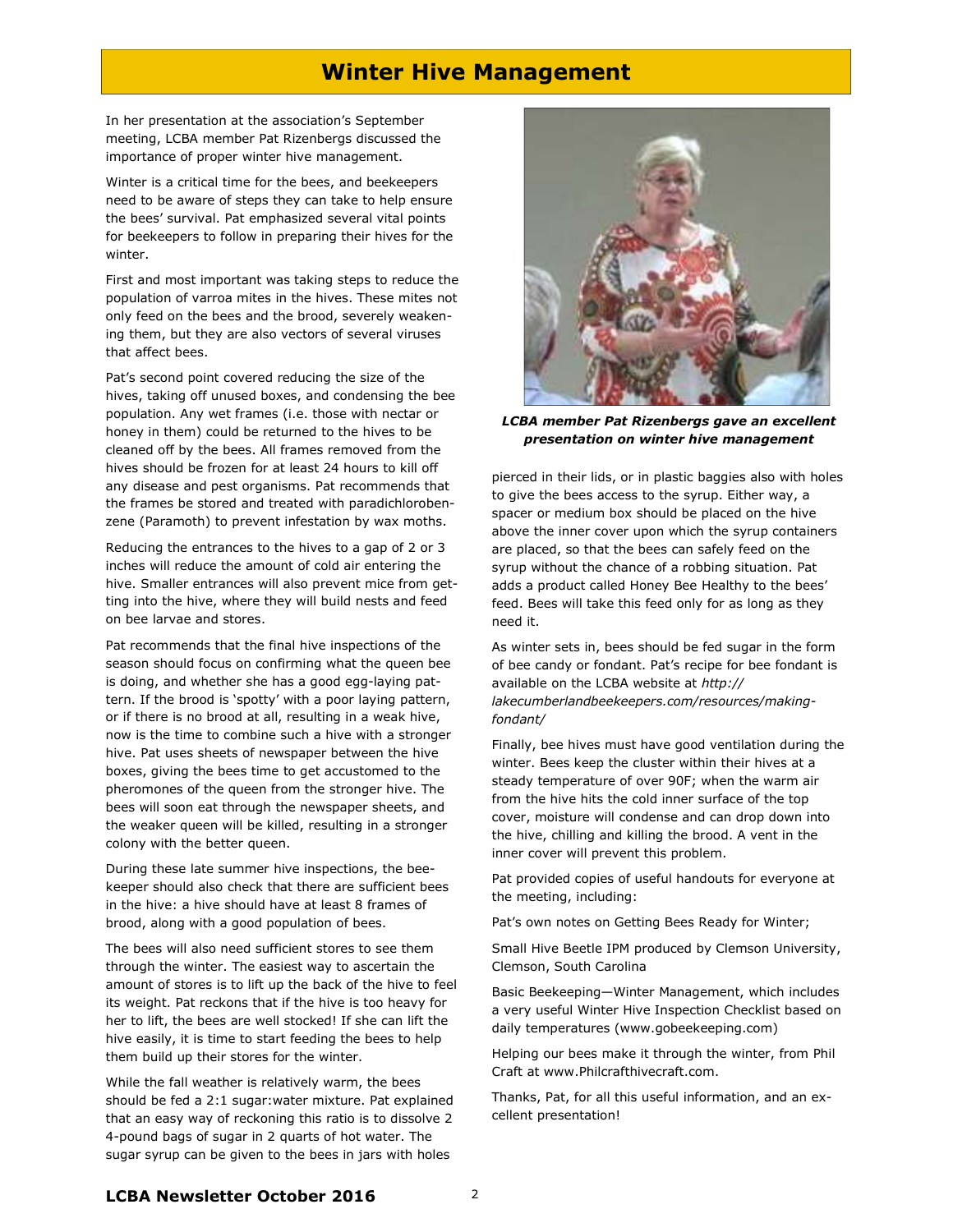# Winter Hive Management

In her presentation at the association's September meeting, LCBA member Pat Rizenbergs discussed the importance of proper winter hive management.

Winter is a critical time for the bees, and beekeepers need to be aware of steps they can take to help ensure the bees' survival. Pat emphasized several vital points for beekeepers to follow in preparing their hives for the winter.

First and most important was taking steps to reduce the population of varroa mites in the hives. These mites not only feed on the bees and the brood, severely weakening them, but they are also vectors of several viruses that affect bees.

Pat's second point covered reducing the size of the hives, taking off unused boxes, and condensing the bee population. Any wet frames (i.e. those with nectar or honey in them) could be returned to the hives to be cleaned off by the bees. All frames removed from the hives should be frozen for at least 24 hours to kill off any disease and pest organisms. Pat recommends that the frames be stored and treated with paradichlorobenzene (Paramoth) to prevent infestation by wax moths.

Reducing the entrances to the hives to a gap of 2 or 3 inches will reduce the amount of cold air entering the hive. Smaller entrances will also prevent mice from getting into the hive, where they will build nests and feed on bee larvae and stores.

Pat recommends that the final hive inspections of the season should focus on confirming what the queen bee is doing, and whether she has a good egg-laying pattern. If the brood is 'spotty' with a poor laying pattern, or if there is no brood at all, resulting in a weak hive, now is the time to combine such a hive with a stronger hive. Pat uses sheets of newspaper between the hive boxes, giving the bees time to get accustomed to the pheromones of the queen from the stronger hive. The bees will soon eat through the newspaper sheets, and the weaker queen will be killed, resulting in a stronger colony with the better queen.

During these late summer hive inspections, the beekeeper should also check that there are sufficient bees in the hive: a hive should have at least 8 frames of brood, along with a good population of bees.

The bees will also need sufficient stores to see them through the winter. The easiest way to ascertain the amount of stores is to lift up the back of the hive to feel its weight. Pat reckons that if the hive is too heavy for her to lift, the bees are well stocked! If she can lift the hive easily, it is time to start feeding the bees to help them build up their stores for the winter.

While the fall weather is relatively warm, the bees should be fed a 2:1 sugar:water mixture. Pat explained that an easy way of reckoning this ratio is to dissolve 2 4-pound bags of sugar in 2 quarts of hot water. The sugar syrup can be given to the bees in jars with holes pierced in their lids, or in plastic baggies also with holes to give the bees access to the syrup. Either way, a spacer or medium box should be placed on the hive above the inner cover upon which the syrup containers are placed, so that the bees can safely feed on the syrup without the chance of a robbing situation. Pat adds a product called Honey Bee Healthy to the bees' feed. Bees will take this feed only for as long as they need it.

***LCBA member Pat Rizenbergs gave an excellent presentation on winter hive management***

As winter sets in, bees should be fed sugar in the form of bee candy or fondant. Pat's recipe for bee fondant is available on the LCBA website at *http://lakecumberlandbeekeepers.com/resources/making-fondant/*

Finally, bee hives must have good ventilation during the winter. Bees keep the cluster within their hives at a steady temperature of over 90F; when the warm air from the hive hits the cold inner surface of the top cover, moisture will condense and can drop down into the hive, chilling and killing the brood. A vent in the inner cover will prevent this problem.

Pat provided copies of useful handouts for everyone at the meeting, including:

Pat's own notes on Getting Bees Ready for Winter;

Small Hive Beetle IPM produced by Clemson University, Clemson, South Carolina

Basic Beekeeping—Winter Management, which includes a very useful Winter Hive Inspection Checklist based on daily temperatures (www.gobeekeeping.com)

Helping our bees make it through the winter, from Phil Craft at www.Philcrafthivecraft.com.

Thanks, Pat, for all this useful information, and an excellent presentation!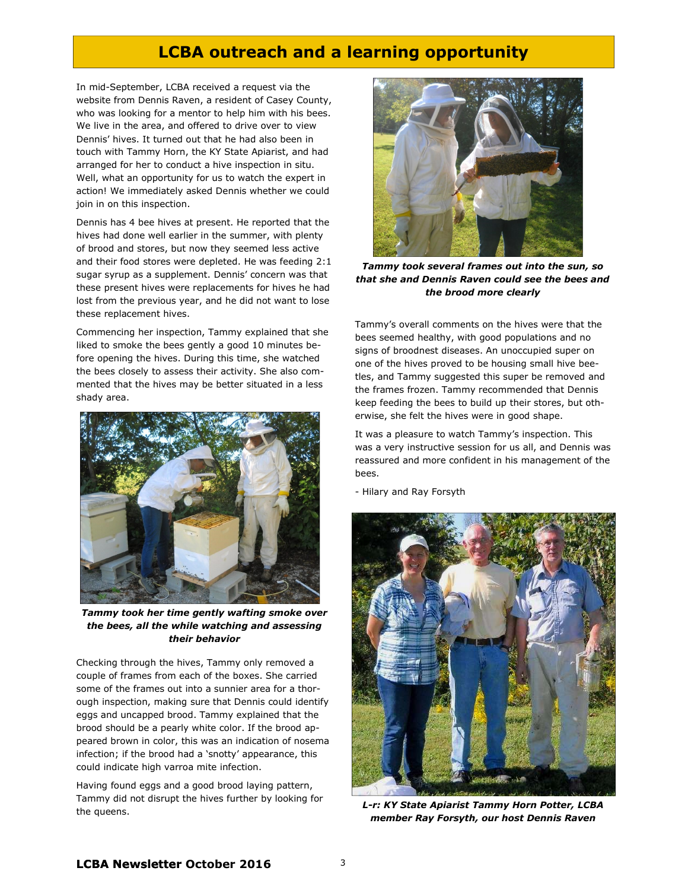# LCBA outreach and a learning opportunity

In mid-September, LCBA received a request via the website from Dennis Raven, a resident of Casey County, who was looking for a mentor to help him with his bees. We live in the area, and offered to drive over to view Dennis' hives. It turned out that he had also been in touch with Tammy Horn, the KY State Apiarist, and had arranged for her to conduct a hive inspection in situ. Well, what an opportunity for us to watch the expert in action! We immediately asked Dennis whether we could join in on this inspection.

Dennis has 4 bee hives at present. He reported that the hives had done well earlier in the summer, with plenty of brood and stores, but now they seemed less active and their food stores were depleted. He was feeding 2:1 sugar syrup as a supplement. Dennis' concern was that these present hives were replacements for hives he had lost from the previous year, and he did not want to lose these replacement hives.

Commencing her inspection, Tammy explained that she liked to smoke the bees gently a good 10 minutes before opening the hives. During this time, she watched the bees closely to assess their activity. She also commented that the hives may be better situated in a less shady area.

***Tammy took her time gently wafting smoke over the bees, all the while watching and assessing their behavior***

Checking through the hives, Tammy only removed a couple of frames from each of the boxes. She carried some of the frames out into a sunnier area for a thorough inspection, making sure that Dennis could identify eggs and uncapped brood. Tammy explained that the brood should be a pearly white color. If the brood appeared brown in color, this was an indication of nosema infection; if the brood had a 'snotty' appearance, this could indicate high varroa mite infection.

Having found eggs and a good brood laying pattern, Tammy did not disrupt the hives further by looking for the queens.

***Tammy took several frames out into the sun, so that she and Dennis Raven could see the bees and the brood more clearly***

Tammy's overall comments on the hives were that the bees seemed healthy, with good populations and no signs of broodnest diseases. An unoccupied super on one of the hives proved to be housing small hive beetles, and Tammy suggested this super be removed and the frames frozen. Tammy recommended that Dennis keep feeding the bees to build up their stores, but otherwise, she felt the hives were in good shape.

It was a pleasure to watch Tammy's inspection. This was a very instructive session for us all, and Dennis was reassured and more confident in his management of the bees.

- Hilary and Ray Forsyth

***L-r: KY State Apiarist Tammy Horn Potter, LCBA member Ray Forsyth, our host Dennis Raven***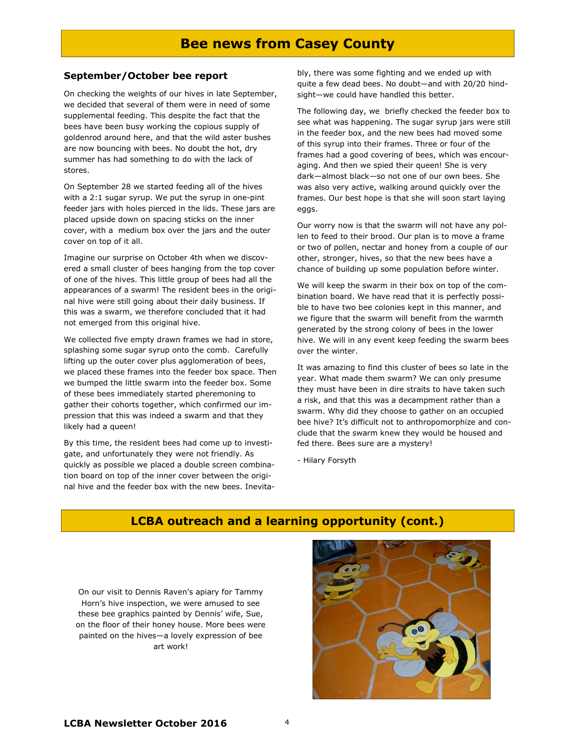# Bee news from Casey County

### September/October bee report

On checking the weights of our hives in late September, we decided that several of them were in need of some supplemental feeding. This despite the fact that the bees have been busy working the copious supply of goldenrod around here, and that the wild aster bushes are now bouncing with bees. No doubt the hot, dry summer has had something to do with the lack of stores.

On September 28 we started feeding all of the hives with a 2:1 sugar syrup. We put the syrup in one-pint feeder jars with holes pierced in the lids. These jars are placed upside down on spacing sticks on the inner cover, with a medium box over the jars and the outer cover on top of it all.

Imagine our surprise on October 4th when we discovered a small cluster of bees hanging from the top cover of one of the hives. This little group of bees had all the appearances of a swarm! The resident bees in the original hive were still going about their daily business. If this was a swarm, we therefore concluded that it had not emerged from this original hive.

We collected five empty drawn frames we had in store, splashing some sugar syrup onto the comb. Carefully lifting up the outer cover plus agglomeration of bees, we placed these frames into the feeder box space. Then we bumped the little swarm into the feeder box. Some of these bees immediately started pheremoning to gather their cohorts together, which confirmed our impression that this was indeed a swarm and that they likely had a queen!

By this time, the resident bees had come up to investigate, and unfortunately they were not friendly. As quickly as possible we placed a double screen combination board on top of the inner cover between the original hive and the feeder box with the new bees. Inevitably, there was some fighting and we ended up with quite a few dead bees. No doubt—and with 20/20 hindsight—we could have handled this better.

The following day, we briefly checked the feeder box to see what was happening. The sugar syrup jars were still in the feeder box, and the new bees had moved some of this syrup into their frames. Three or four of the frames had a good covering of bees, which was encouraging. And then we spied their queen! She is very dark—almost black—so not one of our own bees. She was also very active, walking around quickly over the frames. Our best hope is that she will soon start laying eggs.

Our worry now is that the swarm will not have any pollen to feed to their brood. Our plan is to move a frame or two of pollen, nectar and honey from a couple of our other, stronger, hives, so that the new bees have a chance of building up some population before winter.

We will keep the swarm in their box on top of the combination board. We have read that it is perfectly possible to have two bee colonies kept in this manner, and we figure that the swarm will benefit from the warmth generated by the strong colony of bees in the lower hive. We will in any event keep feeding the swarm bees over the winter.

It was amazing to find this cluster of bees so late in the year. What made them swarm? We can only presume they must have been in dire straits to have taken such a risk, and that this was a decampment rather than a swarm. Why did they choose to gather on an occupied bee hive? It's difficult not to anthropomorphize and conclude that the swarm knew they would be housed and fed there. Bees sure are a mystery!

- Hilary Forsyth

# LCBA outreach and a learning opportunity (cont.)

On our visit to Dennis Raven's apiary for Tammy Horn's hive inspection, we were amused to see these bee graphics painted by Dennis' wife, Sue, on the floor of their honey house. More bees were painted on the hives—a lovely expression of bee art work!